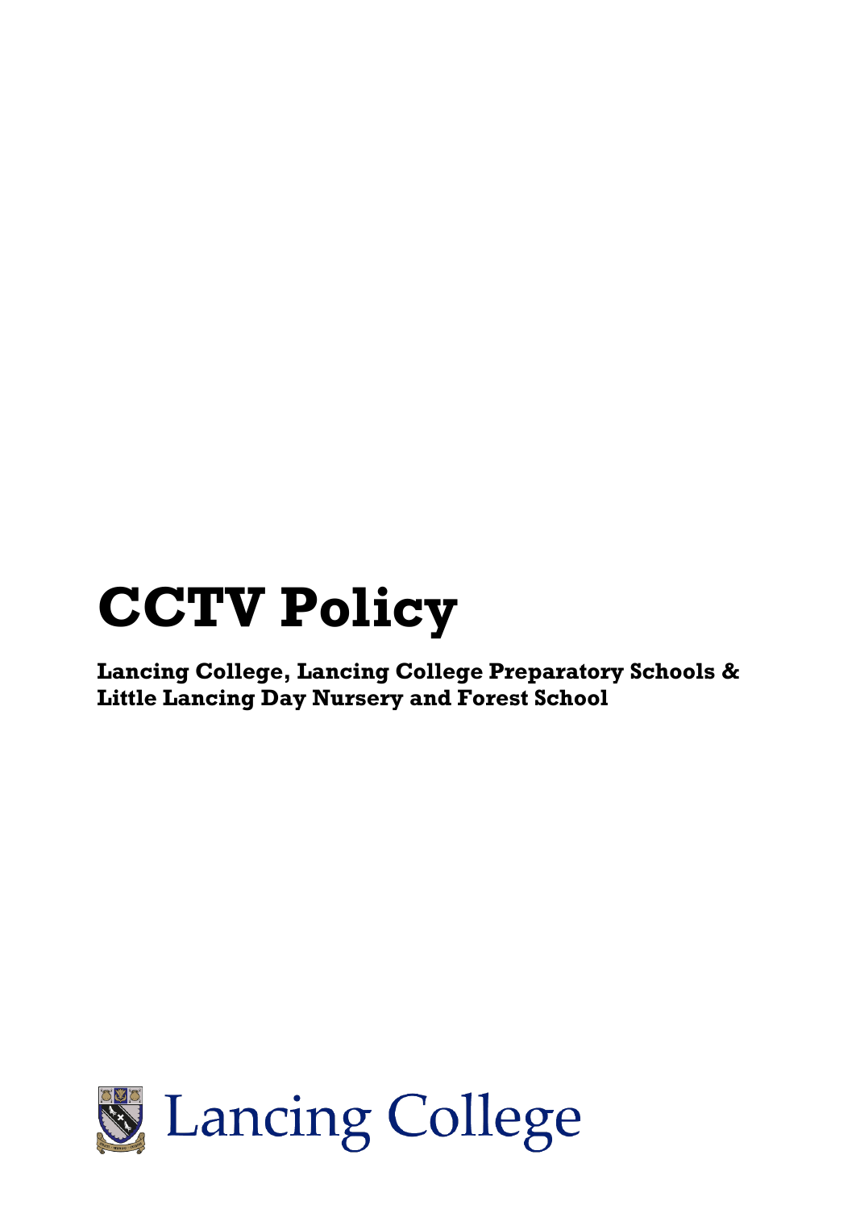# CCTV Policy

**Lancing College, Lancing College Preparatory Schools & Little Lancing Day Nursery and Forest School**

Lancing College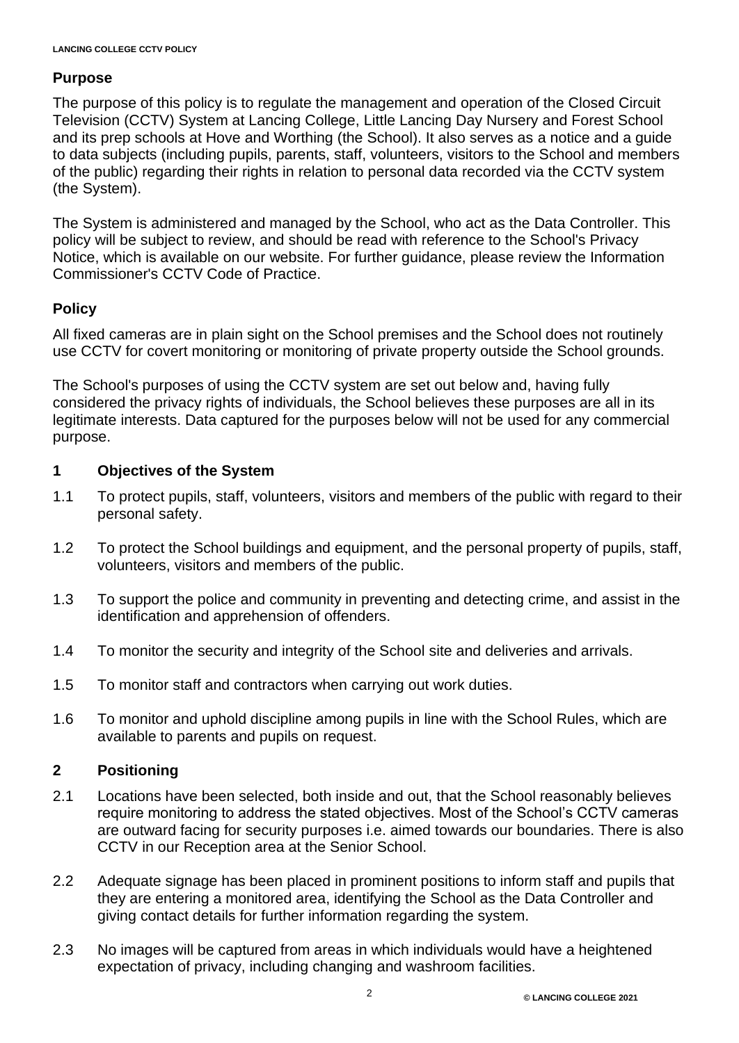## Purpose

The purpose of this policy is to regulate the management and operation of the Closed Circuit Television (CCTV) System at Lancing College, Little Lancing Day Nursery and Forest School and its prep schools at Hove and Worthing (the School). It also serves as a notice and a guide to data subjects (including pupils, parents, staff, volunteers, visitors to the School and members of the public) regarding their rights in relation to personal data recorded via the CCTV system (the System).

The System is administered and managed by the School, who act as the Data Controller. This policy will be subject to review, and should be read with reference to the School's Privacy Notice, which is available on our website. For further guidance, please review the Information Commissioner's CCTV Code of Practice.

## Policy

All fixed cameras are in plain sight on the School premises and the School does not routinely use CCTV for covert monitoring or monitoring of private property outside the School grounds.

The School's purposes of using the CCTV system are set out below and, having fully considered the privacy rights of individuals, the School believes these purposes are all in its legitimate interests. Data captured for the purposes below will not be used for any commercial purpose.

### 1 Objectives of the System

1.1 To protect pupils, staff, volunteers, visitors and members of the public with regard to their personal safety.

1.2 To protect the School buildings and equipment, and the personal property of pupils, staff, volunteers, visitors and members of the public.

1.3 To support the police and community in preventing and detecting crime, and assist in the identification and apprehension of offenders.

1.4 To monitor the security and integrity of the School site and deliveries and arrivals.

1.5 To monitor staff and contractors when carrying out work duties.

1.6 To monitor and uphold discipline among pupils in line with the School Rules, which are available to parents and pupils on request.

### 2 Positioning

2.1 Locations have been selected, both inside and out, that the School reasonably believes require monitoring to address the stated objectives. Most of the School's CCTV cameras are outward facing for security purposes i.e. aimed towards our boundaries. There is also CCTV in our Reception area at the Senior School.

2.2 Adequate signage has been placed in prominent positions to inform staff and pupils that they are entering a monitored area, identifying the School as the Data Controller and giving contact details for further information regarding the system.

2.3 No images will be captured from areas in which individuals would have a heightened expectation of privacy, including changing and washroom facilities.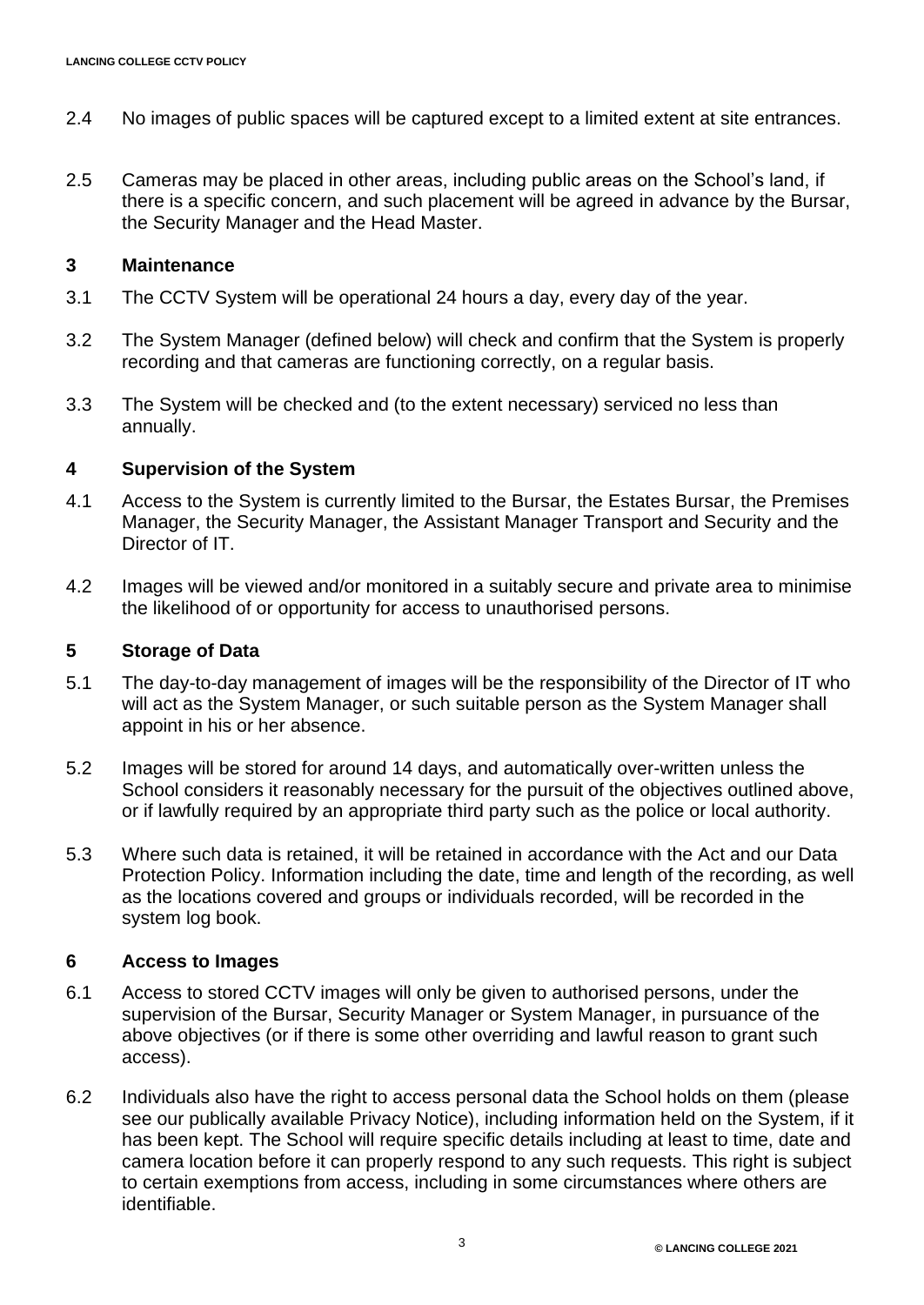2.4 No images of public spaces will be captured except to a limited extent at site entrances.

2.5 Cameras may be placed in other areas, including public areas on the School's land, if there is a specific concern, and such placement will be agreed in advance by the Bursar, the Security Manager and the Head Master.

## 3 Maintenance

3.1 The CCTV System will be operational 24 hours a day, every day of the year.

3.2 The System Manager (defined below) will check and confirm that the System is properly recording and that cameras are functioning correctly, on a regular basis.

3.3 The System will be checked and (to the extent necessary) serviced no less than annually.

## 4 Supervision of the System

4.1 Access to the System is currently limited to the Bursar, the Estates Bursar, the Premises Manager, the Security Manager, the Assistant Manager Transport and Security and the Director of IT.

4.2 Images will be viewed and/or monitored in a suitably secure and private area to minimise the likelihood of or opportunity for access to unauthorised persons.

## 5 Storage of Data

5.1 The day-to-day management of images will be the responsibility of the Director of IT who will act as the System Manager, or such suitable person as the System Manager shall appoint in his or her absence.

5.2 Images will be stored for around 14 days, and automatically over-written unless the School considers it reasonably necessary for the pursuit of the objectives outlined above, or if lawfully required by an appropriate third party such as the police or local authority.

5.3 Where such data is retained, it will be retained in accordance with the Act and our Data Protection Policy. Information including the date, time and length of the recording, as well as the locations covered and groups or individuals recorded, will be recorded in the system log book.

## 6 Access to Images

6.1 Access to stored CCTV images will only be given to authorised persons, under the supervision of the Bursar, Security Manager or System Manager, in pursuance of the above objectives (or if there is some other overriding and lawful reason to grant such access).

6.2 Individuals also have the right to access personal data the School holds on them (please see our publically available Privacy Notice), including information held on the System, if it has been kept. The School will require specific details including at least to time, date and camera location before it can properly respond to any such requests. This right is subject to certain exemptions from access, including in some circumstances where others are identifiable.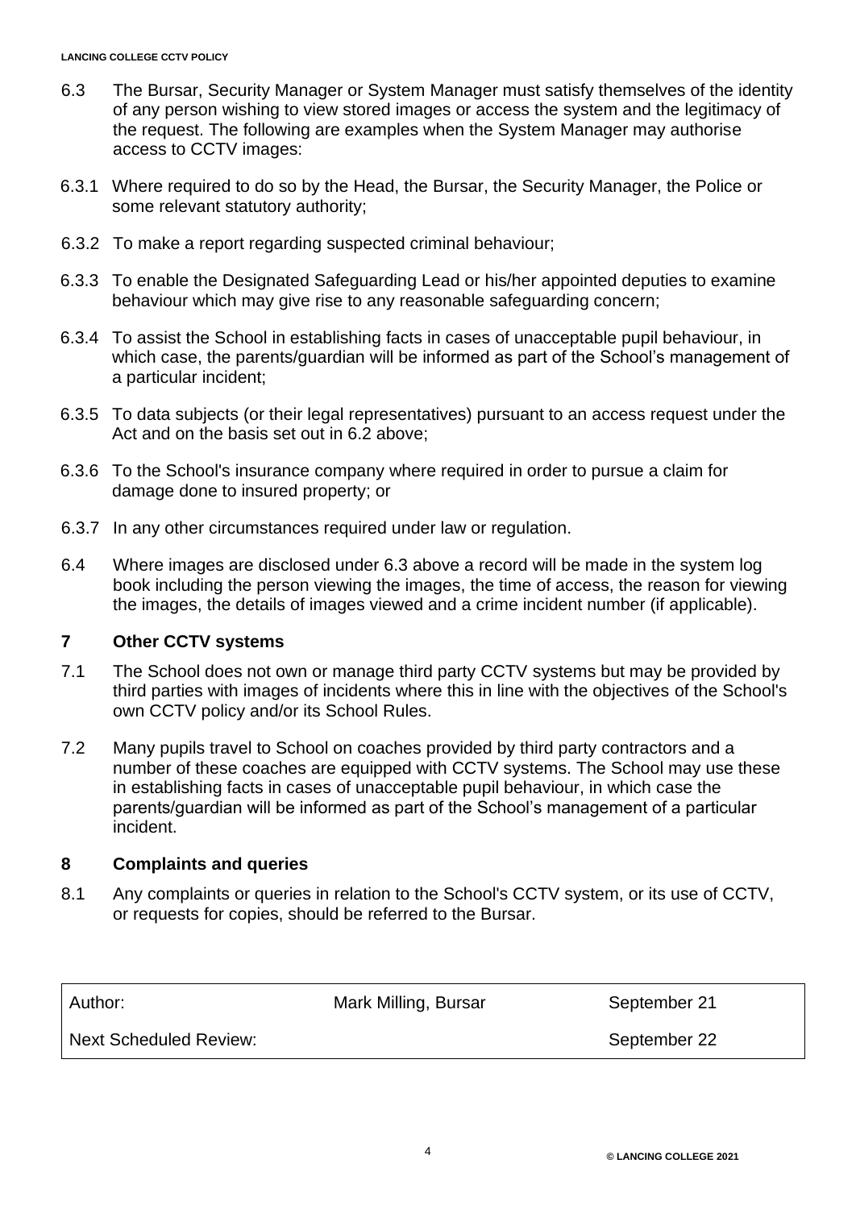6.3 The Bursar, Security Manager or System Manager must satisfy themselves of the identity of any person wishing to view stored images or access the system and the legitimacy of the request. The following are examples when the System Manager may authorise access to CCTV images:

6.3.1 Where required to do so by the Head, the Bursar, the Security Manager, the Police or some relevant statutory authority;

6.3.2 To make a report regarding suspected criminal behaviour;

6.3.3 To enable the Designated Safeguarding Lead or his/her appointed deputies to examine behaviour which may give rise to any reasonable safeguarding concern;

6.3.4 To assist the School in establishing facts in cases of unacceptable pupil behaviour, in which case, the parents/guardian will be informed as part of the School's management of a particular incident;

6.3.5 To data subjects (or their legal representatives) pursuant to an access request under the Act and on the basis set out in 6.2 above;

6.3.6 To the School's insurance company where required in order to pursue a claim for damage done to insured property; or

6.3.7 In any other circumstances required under law or regulation.

6.4 Where images are disclosed under 6.3 above a record will be made in the system log book including the person viewing the images, the time of access, the reason for viewing the images, the details of images viewed and a crime incident number (if applicable).

## 7 Other CCTV systems

7.1 The School does not own or manage third party CCTV systems but may be provided by third parties with images of incidents where this in line with the objectives of the School's own CCTV policy and/or its School Rules.

7.2 Many pupils travel to School on coaches provided by third party contractors and a number of these coaches are equipped with CCTV systems. The School may use these in establishing facts in cases of unacceptable pupil behaviour, in which case the parents/guardian will be informed as part of the School's management of a particular incident.

## 8 Complaints and queries

8.1 Any complaints or queries in relation to the School's CCTV system, or its use of CCTV, or requests for copies, should be referred to the Bursar.

| | | |
|---|---|---|
| Author: | Mark Milling, Bursar | September 21 |
| Next Scheduled Review: | | September 22 |